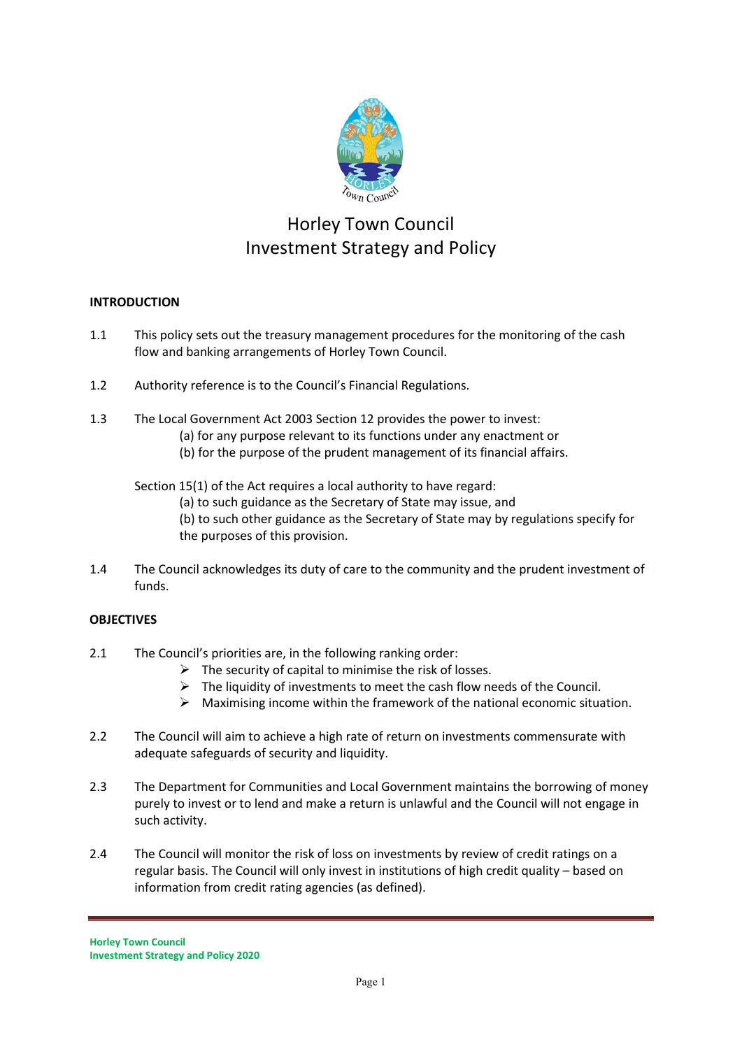# Horley Town Council
# Investment Strategy and Policy

## INTRODUCTION

1.1 This policy sets out the treasury management procedures for the monitoring of the cash flow and banking arrangements of Horley Town Council.

1.2 Authority reference is to the Council's Financial Regulations.

1.3 The Local Government Act 2003 Section 12 provides the power to invest:
   (a) for any purpose relevant to its functions under any enactment or
   (b) for the purpose of the prudent management of its financial affairs.

   Section 15(1) of the Act requires a local authority to have regard:
   (a) to such guidance as the Secretary of State may issue, and
   (b) to such other guidance as the Secretary of State may by regulations specify for the purposes of this provision.

1.4 The Council acknowledges its duty of care to the community and the prudent investment of funds.

## OBJECTIVES

2.1 The Council's priorities are, in the following ranking order:
   - The security of capital to minimise the risk of losses.
   - The liquidity of investments to meet the cash flow needs of the Council.
   - Maximising income within the framework of the national economic situation.

2.2 The Council will aim to achieve a high rate of return on investments commensurate with adequate safeguards of security and liquidity.

2.3 The Department for Communities and Local Government maintains the borrowing of money purely to invest or to lend and make a return is unlawful and the Council will not engage in such activity.

2.4 The Council will monitor the risk of loss on investments by review of credit ratings on a regular basis. The Council will only invest in institutions of high credit quality – based on information from credit rating agencies (as defined).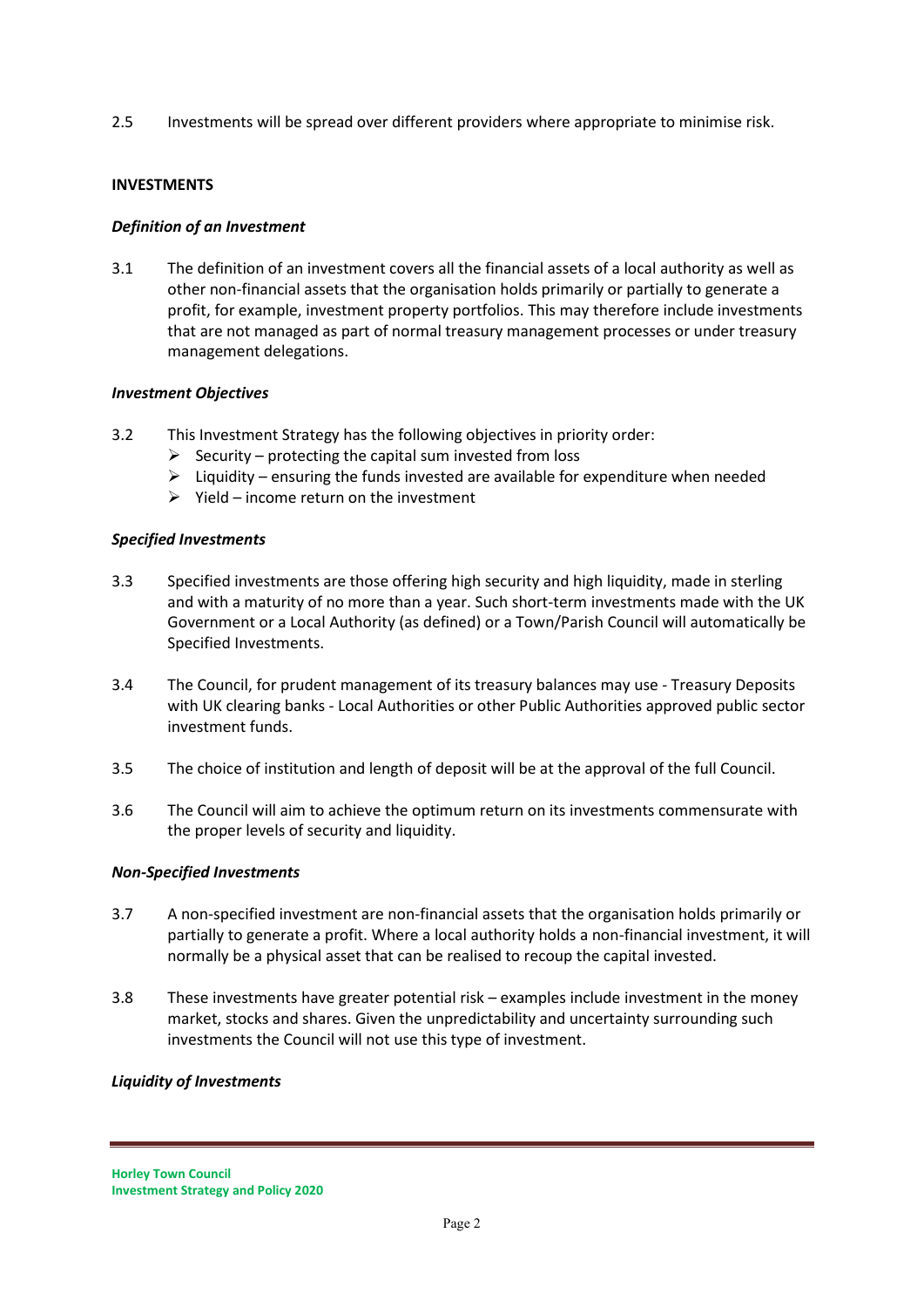2.5 Investments will be spread over different providers where appropriate to minimise risk.

**INVESTMENTS**

***Definition of an Investment***

3.1 The definition of an investment covers all the financial assets of a local authority as well as other non-financial assets that the organisation holds primarily or partially to generate a profit, for example, investment property portfolios. This may therefore include investments that are not managed as part of normal treasury management processes or under treasury management delegations.

***Investment Objectives***

3.2 This Investment Strategy has the following objectives in priority order:

- Security – protecting the capital sum invested from loss
- Liquidity – ensuring the funds invested are available for expenditure when needed
- Yield – income return on the investment

***Specified Investments***

3.3 Specified investments are those offering high security and high liquidity, made in sterling and with a maturity of no more than a year. Such short-term investments made with the UK Government or a Local Authority (as defined) or a Town/Parish Council will automatically be Specified Investments.

3.4 The Council, for prudent management of its treasury balances may use - Treasury Deposits with UK clearing banks - Local Authorities or other Public Authorities approved public sector investment funds.

3.5 The choice of institution and length of deposit will be at the approval of the full Council.

3.6 The Council will aim to achieve the optimum return on its investments commensurate with the proper levels of security and liquidity.

***Non-Specified Investments***

3.7 A non-specified investment are non-financial assets that the organisation holds primarily or partially to generate a profit. Where a local authority holds a non-financial investment, it will normally be a physical asset that can be realised to recoup the capital invested.

3.8 These investments have greater potential risk – examples include investment in the money market, stocks and shares. Given the unpredictability and uncertainty surrounding such investments the Council will not use this type of investment.

***Liquidity of Investments***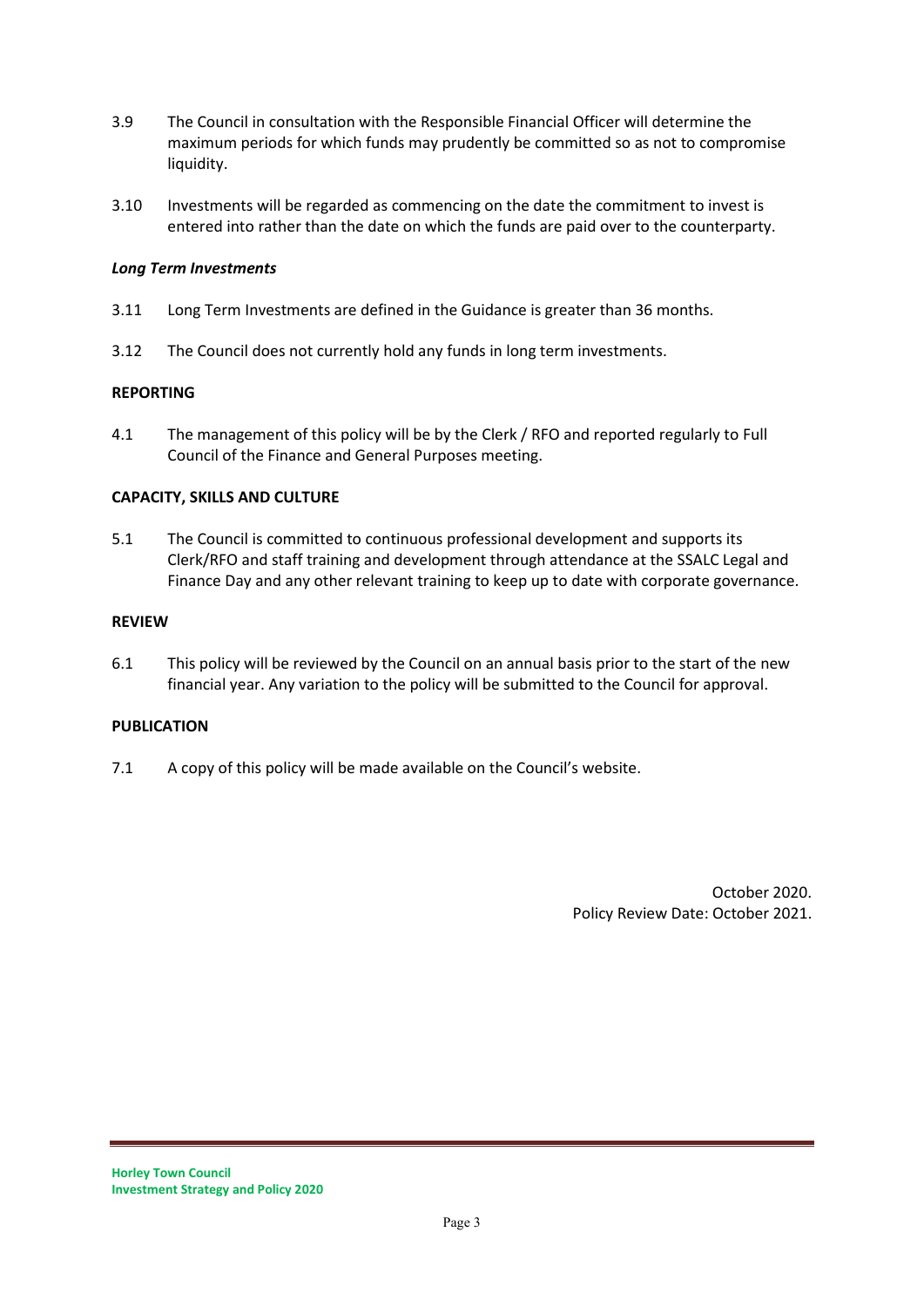3.9 The Council in consultation with the Responsible Financial Officer will determine the maximum periods for which funds may prudently be committed so as not to compromise liquidity.

3.10 Investments will be regarded as commencing on the date the commitment to invest is entered into rather than the date on which the funds are paid over to the counterparty.

***Long Term Investments***

3.11 Long Term Investments are defined in the Guidance is greater than 36 months.

3.12 The Council does not currently hold any funds in long term investments.

**REPORTING**

4.1 The management of this policy will be by the Clerk / RFO and reported regularly to Full Council of the Finance and General Purposes meeting.

**CAPACITY, SKILLS AND CULTURE**

5.1 The Council is committed to continuous professional development and supports its Clerk/RFO and staff training and development through attendance at the SSALC Legal and Finance Day and any other relevant training to keep up to date with corporate governance.

**REVIEW**

6.1 This policy will be reviewed by the Council on an annual basis prior to the start of the new financial year. Any variation to the policy will be submitted to the Council for approval.

**PUBLICATION**

7.1 A copy of this policy will be made available on the Council's website.

October 2020.
Policy Review Date: October 2021.